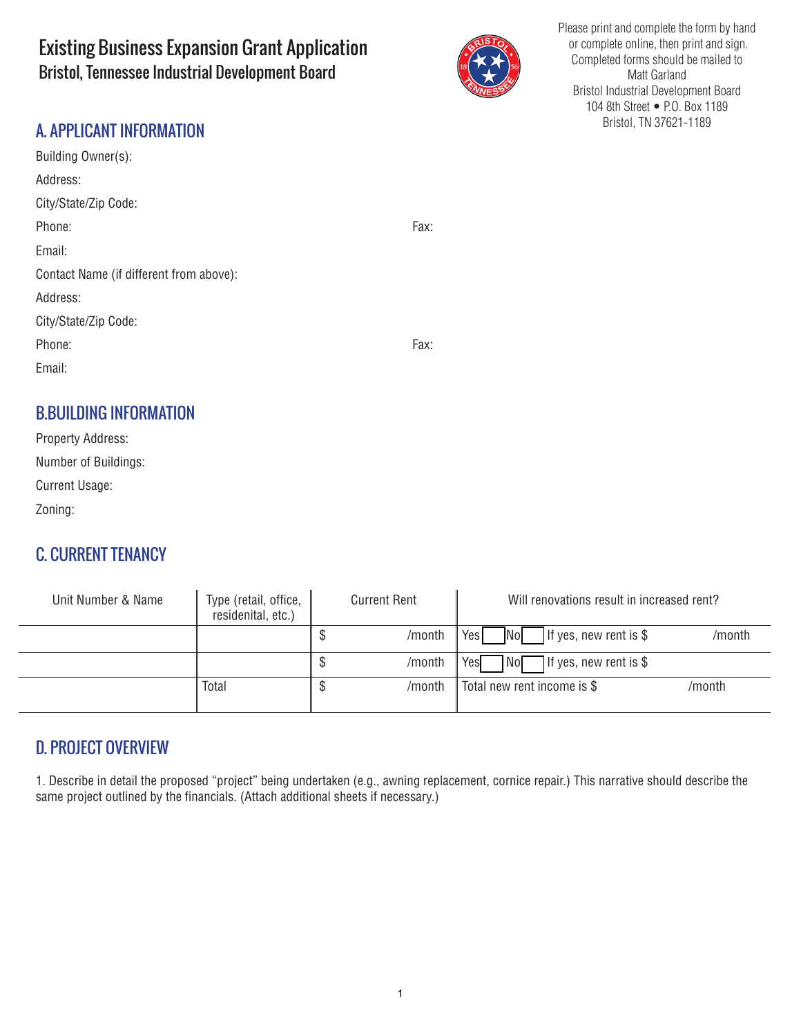# Existing Business Expansion Grant Application

## Bristol, Tennessee Industrial Development Board

Please print and complete the form by hand or complete online, then print and sign. Completed forms should be mailed to Matt Garland
Bristol Industrial Development Board
104 8th Street • P.O. Box 1189
Bristol, TN 37621-1189

## A. APPLICANT INFORMATION

Building Owner(s):

Address:

City/State/Zip Code:

Phone: Fax:

Email:

Contact Name (if different from above):

Address:

City/State/Zip Code:

Phone: Fax:

Email:

## B.BUILDING INFORMATION

Property Address:

Number of Buildings:

Current Usage:

Zoning:

## C. CURRENT TENANCY

| Unit Number & Name | Type (retail, office, residenital, etc.) | Current Rent | Will renovations result in increased rent? |
|---|---|---|---|
| | | $ /month | Yes ☐ No ☐ If yes, new rent is $ /month |
| | | $ /month | Yes ☐ No ☐ If yes, new rent is $ |
| | Total | $ /month | Total new rent income is $ /month |

## D. PROJECT OVERVIEW

1. Describe in detail the proposed "project" being undertaken (e.g., awning replacement, cornice repair.) This narrative should describe the same project outlined by the financials. (Attach additional sheets if necessary.)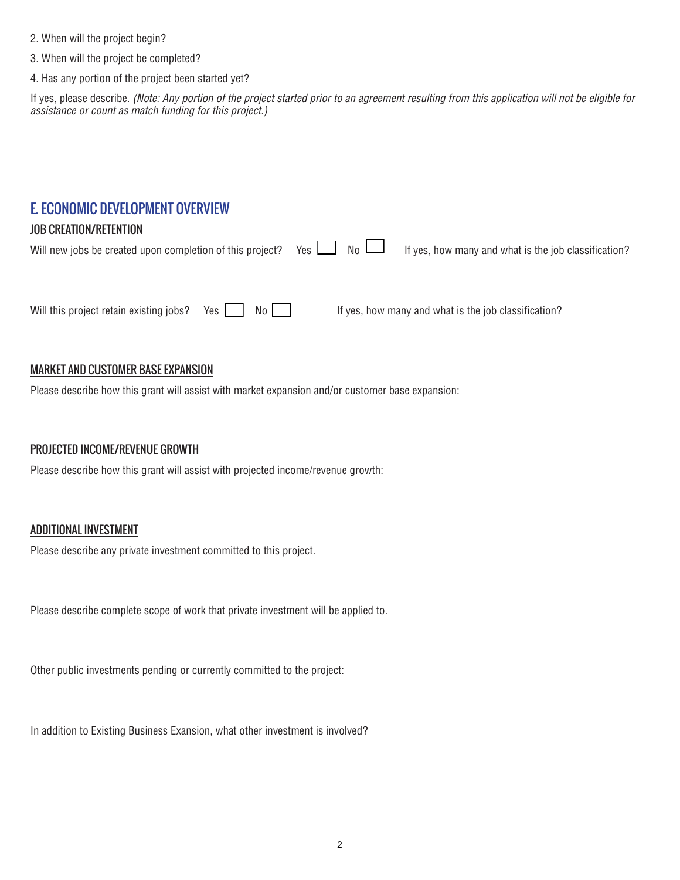2. When will the project begin?
3. When will the project be completed?
4. Has any portion of the project been started yet?

If yes, please describe. *(Note: Any portion of the project started prior to an agreement resulting from this application will not be eligible for assistance or count as match funding for this project.)*

## E. ECONOMIC DEVELOPMENT OVERVIEW

### JOB CREATION/RETENTION

Will new jobs be created upon completion of this project? Yes ☐ No ☐ If yes, how many and what is the job classification?

Will this project retain existing jobs? Yes ☐ No ☐ If yes, how many and what is the job classification?

### MARKET AND CUSTOMER BASE EXPANSION

Please describe how this grant will assist with market expansion and/or customer base expansion:

### PROJECTED INCOME/REVENUE GROWTH

Please describe how this grant will assist with projected income/revenue growth:

### ADDITIONAL INVESTMENT

Please describe any private investment committed to this project.

Please describe complete scope of work that private investment will be applied to.

Other public investments pending or currently committed to the project:

In addition to Existing Business Exansion, what other investment is involved?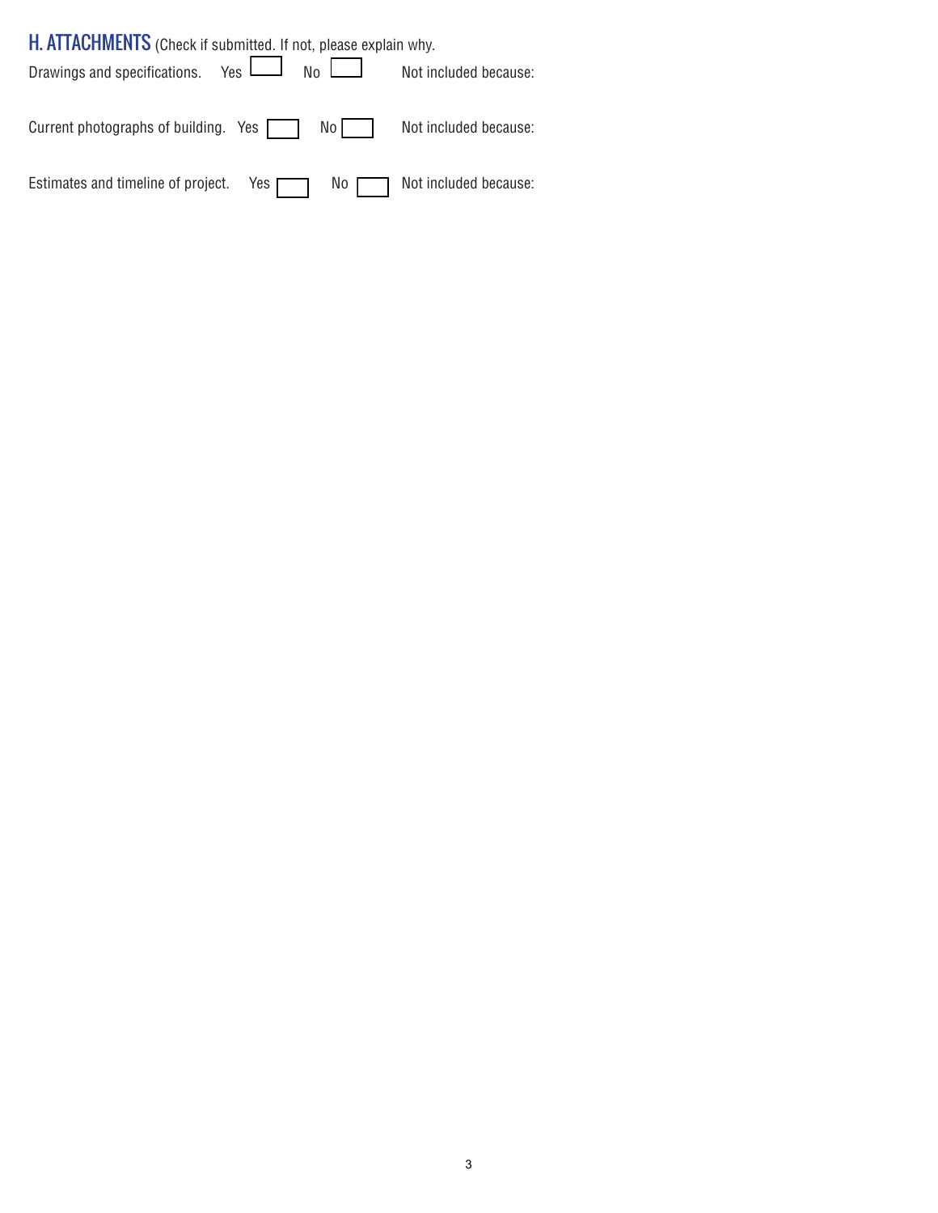## H. ATTACHMENTS (Check if submitted. If not, please explain why.

Drawings and specifications. Yes ☐ No ☐ Not included because:

Current photographs of building. Yes ☐ No ☐ Not included because:

Estimates and timeline of project. Yes ☐ No ☐ Not included because: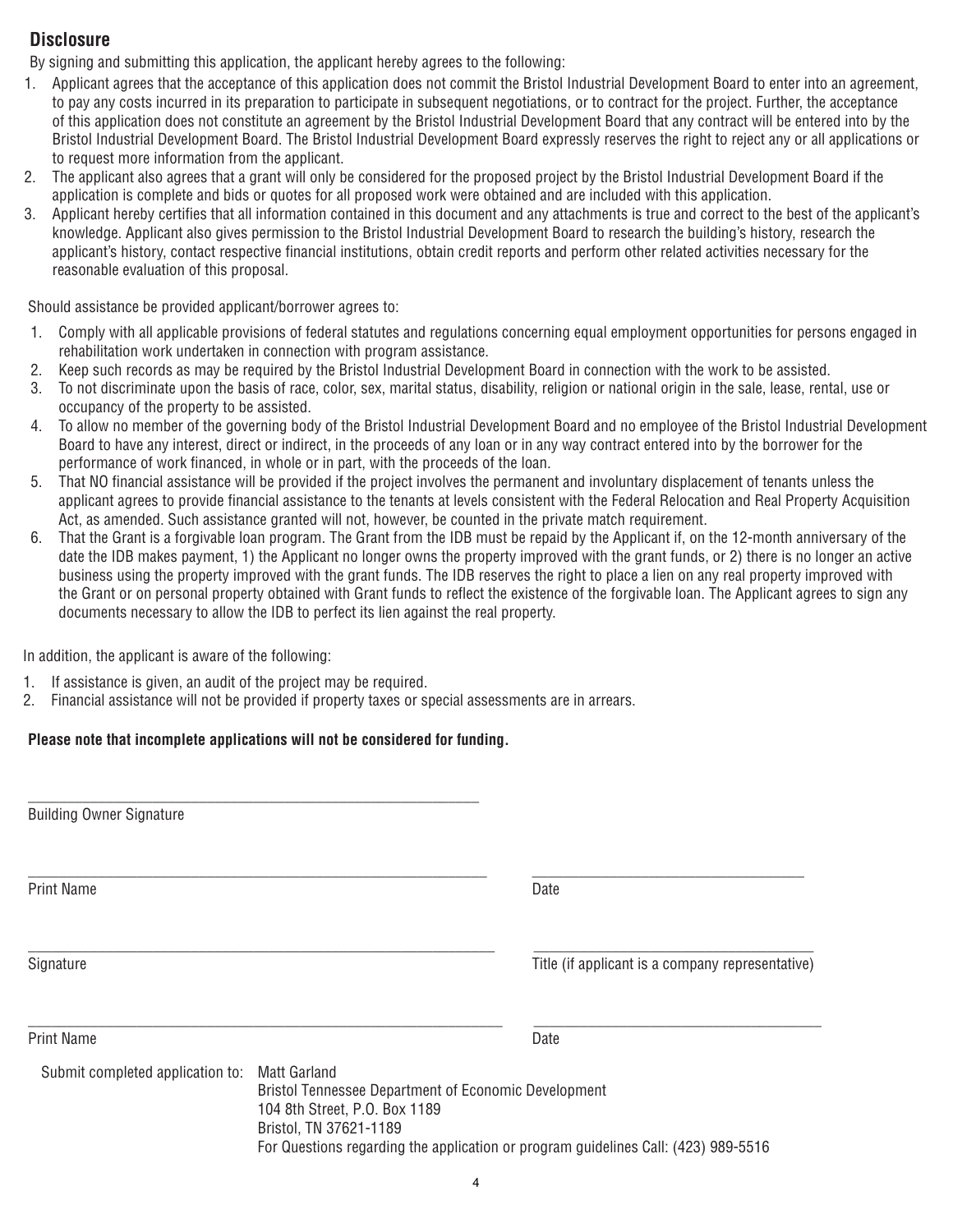## Disclosure

By signing and submitting this application, the applicant hereby agrees to the following:

1. Applicant agrees that the acceptance of this application does not commit the Bristol Industrial Development Board to enter into an agreement, to pay any costs incurred in its preparation to participate in subsequent negotiations, or to contract for the project. Further, the acceptance of this application does not constitute an agreement by the Bristol Industrial Development Board that any contract will be entered into by the Bristol Industrial Development Board. The Bristol Industrial Development Board expressly reserves the right to reject any or all applications or to request more information from the applicant.
2. The applicant also agrees that a grant will only be considered for the proposed project by the Bristol Industrial Development Board if the application is complete and bids or quotes for all proposed work were obtained and are included with this application.
3. Applicant hereby certifies that all information contained in this document and any attachments is true and correct to the best of the applicant's knowledge. Applicant also gives permission to the Bristol Industrial Development Board to research the building's history, research the applicant's history, contact respective financial institutions, obtain credit reports and perform other related activities necessary for the reasonable evaluation of this proposal.

Should assistance be provided applicant/borrower agrees to:

1. Comply with all applicable provisions of federal statutes and regulations concerning equal employment opportunities for persons engaged in rehabilitation work undertaken in connection with program assistance.
2. Keep such records as may be required by the Bristol Industrial Development Board in connection with the work to be assisted.
3. To not discriminate upon the basis of race, color, sex, marital status, disability, religion or national origin in the sale, lease, rental, use or occupancy of the property to be assisted.
4. To allow no member of the governing body of the Bristol Industrial Development Board and no employee of the Bristol Industrial Development Board to have any interest, direct or indirect, in the proceeds of any loan or in any way contract entered into by the borrower for the performance of work financed, in whole or in part, with the proceeds of the loan.
5. That NO financial assistance will be provided if the project involves the permanent and involuntary displacement of tenants unless the applicant agrees to provide financial assistance to the tenants at levels consistent with the Federal Relocation and Real Property Acquisition Act, as amended. Such assistance granted will not, however, be counted in the private match requirement.
6. That the Grant is a forgivable loan program. The Grant from the IDB must be repaid by the Applicant if, on the 12-month anniversary of the date the IDB makes payment, 1) the Applicant no longer owns the property improved with the grant funds, or 2) there is no longer an active business using the property improved with the grant funds. The IDB reserves the right to place a lien on any real property improved with the Grant or on personal property obtained with Grant funds to reflect the existence of the forgivable loan. The Applicant agrees to sign any documents necessary to allow the IDB to perfect its lien against the real property.

In addition, the applicant is aware of the following:

1. If assistance is given, an audit of the project may be required.
2. Financial assistance will not be provided if property taxes or special assessments are in arrears.

**Please note that incomplete applications will not be considered for funding.**

\_\_\_\_\_\_\_\_\_\_\_\_\_\_\_\_\_\_\_\_\_\_\_\_\_\_\_\_\_\_\_\_\_\_\_\_\_\_\_\_\_\_\_\_\_\_\_\_

Building Owner Signature

\_\_\_\_\_\_\_\_\_\_\_\_\_\_\_\_\_\_\_\_\_\_\_\_\_\_\_\_\_\_\_\_\_\_\_\_\_\_\_\_\_\_\_\_\_\_\_\_ \_\_\_\_\_\_\_\_\_\_\_\_\_\_\_\_\_\_\_\_\_\_\_\_\_\_\_\_\_\_

Print Name Date

\_\_\_\_\_\_\_\_\_\_\_\_\_\_\_\_\_\_\_\_\_\_\_\_\_\_\_\_\_\_\_\_\_\_\_\_\_\_\_\_\_\_\_\_\_\_\_\_ \_\_\_\_\_\_\_\_\_\_\_\_\_\_\_\_\_\_\_\_\_\_\_\_\_\_\_\_\_\_

Signature Title (if applicant is a company representative)

\_\_\_\_\_\_\_\_\_\_\_\_\_\_\_\_\_\_\_\_\_\_\_\_\_\_\_\_\_\_\_\_\_\_\_\_\_\_\_\_\_\_\_\_\_\_\_\_ \_\_\_\_\_\_\_\_\_\_\_\_\_\_\_\_\_\_\_\_\_\_\_\_\_\_\_\_\_\_

Print Name Date

Submit completed application to: Matt Garland
Bristol Tennessee Department of Economic Development
104 8th Street, P.O. Box 1189
Bristol, TN 37621-1189
For Questions regarding the application or program guidelines Call: (423) 989-5516